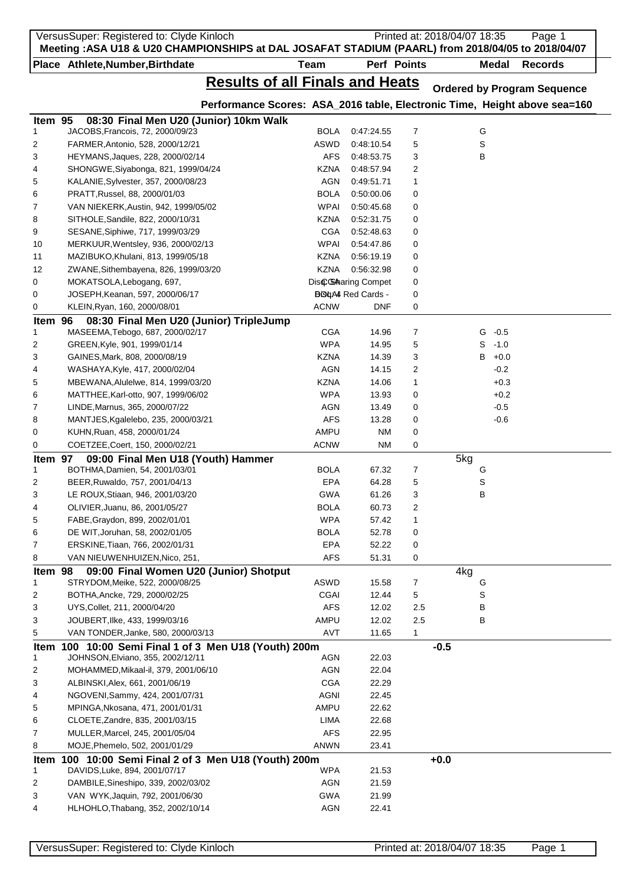**Meeting :ASA U18 & U20 CHAMPIONSHIPS at DAL JOSAFAT STADIUM (PAARL) from 2018/04/05 to 2018/04/07**

# Results of all Finals and Heats

**Ordered by Program Sequence**

**Performance Scores: ASA_2016 table, Electronic Time, Height above sea=160**

## Item 95 08:30 Final Men U20 (Junior) 10km Walk

| Place | Athlete,Number,Birthdate | Team | Perf | Points | Medal | Records |
|---|---|---|---|---|---|---|
| 1 | JACOBS,Francois, 72, 2000/09/23 | BOLA | 0:47:24.55 | 7 | G | |
| 2 | FARMER,Antonio, 528, 2000/12/21 | ASWD | 0:48:10.54 | 5 | S | |
| 3 | HEYMANS,Jaques, 228, 2000/02/14 | AFS | 0:48:53.75 | 3 | B | |
| 4 | SHONGWE,Siyabonga, 821, 1999/04/24 | KZNA | 0:48:57.94 | 2 | | |
| 5 | KALANIE,Sylvester, 357, 2000/08/23 | AGN | 0:49:51.71 | 1 | | |
| 6 | PRATT,Russel, 88, 2000/01/03 | BOLA | 0:50:00.06 | 0 | | |
| 7 | VAN NIEKERK,Austin, 942, 1999/05/02 | WPAI | 0:50:45.68 | 0 | | |
| 8 | SITHOLE,Sandile, 822, 2000/10/31 | KZNA | 0:52:31.75 | 0 | | |
| 9 | SESANE,Siphiwe, 717, 1999/03/29 | CGA | 0:52:48.63 | 0 | | |
| 10 | MERKUUR,Wentsley, 936, 2000/02/13 | WPAI | 0:54:47.86 | 0 | | |
| 11 | MAZIBUKO,Khulani, 813, 1999/05/18 | KZNA | 0:56:19.19 | 0 | | |
| 12 | ZWANE,Sithembayena, 826, 1999/03/20 | KZNA | 0:56:32.98 | 0 | | |
| 0 | MOKATSOLA,Lebogang, 697, | CGA | Disq. Sharing Compet | 0 | | |
| 0 | JOSEPH,Keanan, 597, 2000/06/17 | BOLA | Disq. 4 Red Cards - | 0 | | |
| 0 | KLEIN,Ryan, 160, 2000/08/01 | ACNW | DNF | 0 | | |

## Item 96 08:30 Final Men U20 (Junior) TripleJump

| Place | Athlete,Number,Birthdate | Team | Perf | Points | Medal | Wind |
|---|---|---|---|---|---|---|
| 1 | MASEEMA,Tebogo, 687, 2000/02/17 | CGA | 14.96 | 7 | G | -0.5 |
| 2 | GREEN,Kyle, 901, 1999/01/14 | WPA | 14.95 | 5 | S | -1.0 |
| 3 | GAINES,Mark, 808, 2000/08/19 | KZNA | 14.39 | 3 | B | +0.0 |
| 4 | WASHAYA,Kyle, 417, 2000/02/04 | AGN | 14.15 | 2 | | -0.2 |
| 5 | MBEWANA,Alulelwe, 814, 1999/03/20 | KZNA | 14.06 | 1 | | +0.3 |
| 6 | MATTHEE,Karl-otto, 907, 1999/06/02 | WPA | 13.93 | 0 | | +0.2 |
| 7 | LINDE,Marnus, 365, 2000/07/22 | AGN | 13.49 | 0 | | -0.5 |
| 8 | MANTJES,Kgalelebo, 235, 2000/03/21 | AFS | 13.28 | 0 | | -0.6 |
| 0 | KUHN,Ruan, 458, 2000/01/24 | AMPU | NM | 0 | | |
| 0 | COETZEE,Coert, 150, 2000/02/21 | ACNW | NM | 0 | | |

## Item 97 09:00 Final Men U18 (Youth) Hammer — 5kg

| Place | Athlete,Number,Birthdate | Team | Perf | Points | Medal | Records |
|---|---|---|---|---|---|---|
| 1 | BOTHMA,Damien, 54, 2001/03/01 | BOLA | 67.32 | 7 | G | |
| 2 | BEER,Ruwaldo, 757, 2001/04/13 | EPA | 64.28 | 5 | S | |
| 3 | LE ROUX,Stiaan, 946, 2001/03/20 | GWA | 61.26 | 3 | B | |
| 4 | OLIVIER,Juanu, 86, 2001/05/27 | BOLA | 60.73 | 2 | | |
| 5 | FABE,Graydon, 899, 2002/01/01 | WPA | 57.42 | 1 | | |
| 6 | DE WIT,Joruhan, 58, 2002/01/05 | BOLA | 52.78 | 0 | | |
| 7 | ERSKINE,Tiaan, 766, 2002/01/31 | EPA | 52.22 | 0 | | |
| 8 | VAN NIEUWENHUIZEN,Nico, 251, | AFS | 51.31 | 0 | | |

## Item 98 09:00 Final Women U20 (Junior) Shotput — 4kg

| Place | Athlete,Number,Birthdate | Team | Perf | Points | Medal | Records |
|---|---|---|---|---|---|---|
| 1 | STRYDOM,Meike, 522, 2000/08/25 | ASWD | 15.58 | 7 | G | |
| 2 | BOTHA,Ancke, 729, 2000/02/25 | CGAI | 12.44 | 5 | S | |
| 3 | UYS,Collet, 211, 2000/04/20 | AFS | 12.02 | 2.5 | B | |
| 3 | JOUBERT,Ilke, 433, 1999/03/16 | AMPU | 12.02 | 2.5 | B | |
| 5 | VAN TONDER,Janke, 580, 2000/03/13 | AVT | 11.65 | 1 | | |

## Item 100 10:00 Semi Final 1 of 3 Men U18 (Youth) 200m — Wind: -0.5

| Place | Athlete,Number,Birthdate | Team | Perf |
|---|---|---|---|
| 1 | JOHNSON,Elviano, 355, 2002/12/11 | AGN | 22.03 |
| 2 | MOHAMMED,Mikaal-il, 379, 2001/06/10 | AGN | 22.04 |
| 3 | ALBINSKI,Alex, 661, 2001/06/19 | CGA | 22.29 |
| 4 | NGOVENI,Sammy, 424, 2001/07/31 | AGNI | 22.45 |
| 5 | MPINGA,Nkosana, 471, 2001/01/31 | AMPU | 22.62 |
| 6 | CLOETE,Zandre, 835, 2001/03/15 | LIMA | 22.68 |
| 7 | MULLER,Marcel, 245, 2001/05/04 | AFS | 22.95 |
| 8 | MOJE,Phemelo, 502, 2001/01/29 | ANWN | 23.41 |

## Item 100 10:00 Semi Final 2 of 3 Men U18 (Youth) 200m — Wind: +0.0

| Place | Athlete,Number,Birthdate | Team | Perf |
|---|---|---|---|
| 1 | DAVIDS,Luke, 894, 2001/07/17 | WPA | 21.53 |
| 2 | DAMBILE,Sineshipo, 339, 2002/03/02 | AGN | 21.59 |
| 3 | VAN WYK,Jaquin, 792, 2001/06/30 | GWA | 21.99 |
| 4 | HLHOHLO,Thabang, 352, 2002/10/14 | AGN | 22.41 |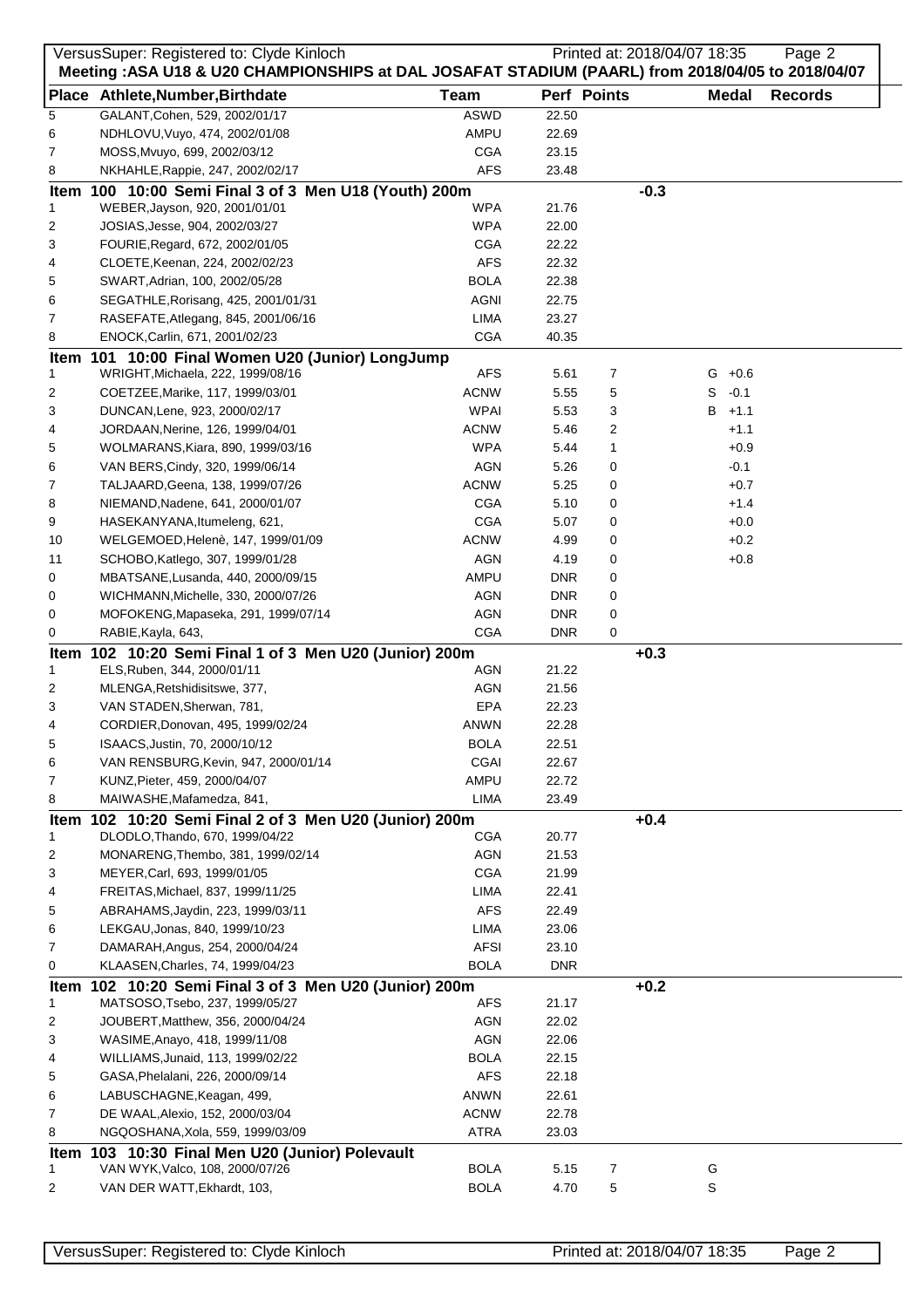**Meeting :ASA U18 & U20 CHAMPIONSHIPS at DAL JOSAFAT STADIUM (PAARL) from 2018/04/05 to 2018/04/07**

| Place | Athlete,Number,Birthdate | Team | Perf | Points | Medal | Records |
|---|---|---|---|---|---|---|
| 5 | GALANT,Cohen, 529, 2002/01/17 | ASWD | 22.50 | | | |
| 6 | NDHLOVU,Vuyo, 474, 2002/01/08 | AMPU | 22.69 | | | |
| 7 | MOSS,Mvuyo, 699, 2002/03/12 | CGA | 23.15 | | | |
| 8 | NKHAHLE,Rappie, 247, 2002/02/17 | AFS | 23.48 | | | |

**Item 100 10:00 Semi Final 3 of 3 Men U18 (Youth) 200m** -0.3

| Place | Athlete,Number,Birthdate | Team | Perf | Points | Medal | Records |
|---|---|---|---|---|---|---|
| 1 | WEBER,Jayson, 920, 2001/01/01 | WPA | 21.76 | | | |
| 2 | JOSIAS,Jesse, 904, 2002/03/27 | WPA | 22.00 | | | |
| 3 | FOURIE,Regard, 672, 2002/01/05 | CGA | 22.22 | | | |
| 4 | CLOETE,Keenan, 224, 2002/02/23 | AFS | 22.32 | | | |
| 5 | SWART,Adrian, 100, 2002/05/28 | BOLA | 22.38 | | | |
| 6 | SEGATHLE,Rorisang, 425, 2001/01/31 | AGNI | 22.75 | | | |
| 7 | RASEFATE,Atlegang, 845, 2001/06/16 | LIMA | 23.27 | | | |
| 8 | ENOCK,Carlin, 671, 2001/02/23 | CGA | 40.35 | | | |

**Item 101 10:00 Final Women U20 (Junior) LongJump**

| Place | Athlete,Number,Birthdate | Team | Perf | Points | Medal | Records |
|---|---|---|---|---|---|---|
| 1 | WRIGHT,Michaela, 222, 1999/08/16 | AFS | 5.61 | 7 | G +0.6 | |
| 2 | COETZEE,Marike, 117, 1999/03/01 | ACNW | 5.55 | 5 | S -0.1 | |
| 3 | DUNCAN,Lene, 923, 2000/02/17 | WPAI | 5.53 | 3 | B +1.1 | |
| 4 | JORDAAN,Nerine, 126, 1999/04/01 | ACNW | 5.46 | 2 | +1.1 | |
| 5 | WOLMARANS,Kiara, 890, 1999/03/16 | WPA | 5.44 | 1 | +0.9 | |
| 6 | VAN BERS,Cindy, 320, 1999/06/14 | AGN | 5.26 | 0 | -0.1 | |
| 7 | TALJAARD,Geena, 138, 1999/07/26 | ACNW | 5.25 | 0 | +0.7 | |
| 8 | NIEMAND,Nadene, 641, 2000/01/07 | CGA | 5.10 | 0 | +1.4 | |
| 9 | HASEKANYANA,Itumeleng, 621, | CGA | 5.07 | 0 | +0.0 | |
| 10 | WELGEMOED,Helenè, 147, 1999/01/09 | ACNW | 4.99 | 0 | +0.2 | |
| 11 | SCHOBO,Katlego, 307, 1999/01/28 | AGN | 4.19 | 0 | +0.8 | |
| 0 | MBATSANE,Lusanda, 440, 2000/09/15 | AMPU | DNR | 0 | | |
| 0 | WICHMANN,Michelle, 330, 2000/07/26 | AGN | DNR | 0 | | |
| 0 | MOFOKENG,Mapaseka, 291, 1999/07/14 | AGN | DNR | 0 | | |
| 0 | RABIE,Kayla, 643, | CGA | DNR | 0 | | |

**Item 102 10:20 Semi Final 1 of 3 Men U20 (Junior) 200m** +0.3

| Place | Athlete,Number,Birthdate | Team | Perf | Points | Medal | Records |
|---|---|---|---|---|---|---|
| 1 | ELS,Ruben, 344, 2000/01/11 | AGN | 21.22 | | | |
| 2 | MLENGA,Retshidisitswe, 377, | AGN | 21.56 | | | |
| 3 | VAN STADEN,Sherwan, 781, | EPA | 22.23 | | | |
| 4 | CORDIER,Donovan, 495, 1999/02/24 | ANWN | 22.28 | | | |
| 5 | ISAACS,Justin, 70, 2000/10/12 | BOLA | 22.51 | | | |
| 6 | VAN RENSBURG,Kevin, 947, 2000/01/14 | CGAI | 22.67 | | | |
| 7 | KUNZ,Pieter, 459, 2000/04/07 | AMPU | 22.72 | | | |
| 8 | MAIWASHE,Mafamedza, 841, | LIMA | 23.49 | | | |

**Item 102 10:20 Semi Final 2 of 3 Men U20 (Junior) 200m** +0.4

| Place | Athlete,Number,Birthdate | Team | Perf | Points | Medal | Records |
|---|---|---|---|---|---|---|
| 1 | DLODLO,Thando, 670, 1999/04/22 | CGA | 20.77 | | | |
| 2 | MONARENG,Thembo, 381, 1999/02/14 | AGN | 21.53 | | | |
| 3 | MEYER,Carl, 693, 1999/01/05 | CGA | 21.99 | | | |
| 4 | FREITAS,Michael, 837, 1999/11/25 | LIMA | 22.41 | | | |
| 5 | ABRAHAMS,Jaydin, 223, 1999/03/11 | AFS | 22.49 | | | |
| 6 | LEKGAU,Jonas, 840, 1999/10/23 | LIMA | 23.06 | | | |
| 7 | DAMARAH,Angus, 254, 2000/04/24 | AFSI | 23.10 | | | |
| 0 | KLAASEN,Charles, 74, 1999/04/23 | BOLA | DNR | | | |

**Item 102 10:20 Semi Final 3 of 3 Men U20 (Junior) 200m** +0.2

| Place | Athlete,Number,Birthdate | Team | Perf | Points | Medal | Records |
|---|---|---|---|---|---|---|
| 1 | MATSOSO,Tsebo, 237, 1999/05/27 | AFS | 21.17 | | | |
| 2 | JOUBERT,Matthew, 356, 2000/04/24 | AGN | 22.02 | | | |
| 3 | WASIME,Anayo, 418, 1999/11/08 | AGN | 22.06 | | | |
| 4 | WILLIAMS,Junaid, 113, 1999/02/22 | BOLA | 22.15 | | | |
| 5 | GASA,Phelalani, 226, 2000/09/14 | AFS | 22.18 | | | |
| 6 | LABUSCHAGNE,Keagan, 499, | ANWN | 22.61 | | | |
| 7 | DE WAAL,Alexio, 152, 2000/03/04 | ACNW | 22.78 | | | |
| 8 | NGQOSHANA,Xola, 559, 1999/03/09 | ATRA | 23.03 | | | |

**Item 103 10:30 Final Men U20 (Junior) Polevault**

| Place | Athlete,Number,Birthdate | Team | Perf | Points | Medal | Records |
|---|---|---|---|---|---|---|
| 1 | VAN WYK,Valco, 108, 2000/07/26 | BOLA | 5.15 | 7 | G | |
| 2 | VAN DER WATT,Ekhardt, 103, | BOLA | 4.70 | 5 | S | |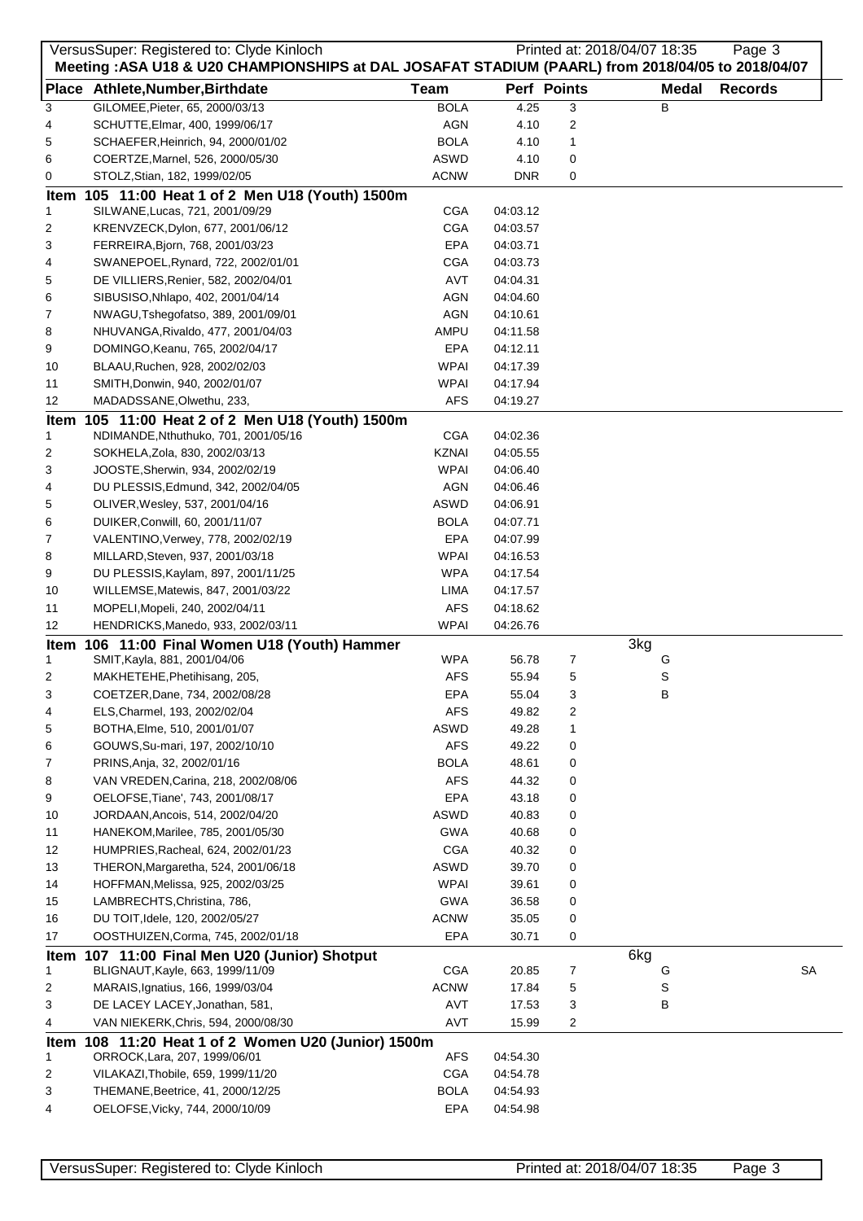**Meeting :ASA U18 & U20 CHAMPIONSHIPS at DAL JOSAFAT STADIUM (PAARL) from 2018/04/05 to 2018/04/07**

| Place | Athlete,Number,Birthdate | Team | Perf | Points | Medal | Records |
|---|---|---|---|---|---|---|
| 3 | GILOMEE,Pieter, 65, 2000/03/13 | BOLA | 4.25 | 3 | B | |
| 4 | SCHUTTE,Elmar, 400, 1999/06/17 | AGN | 4.10 | 2 | | |
| 5 | SCHAEFER,Heinrich, 94, 2000/01/02 | BOLA | 4.10 | 1 | | |
| 6 | COERTZE,Marnel, 526, 2000/05/30 | ASWD | 4.10 | 0 | | |
| 0 | STOLZ,Stian, 182, 1999/02/05 | ACNW | DNR | 0 | | |

## Item 105 11:00 Heat 1 of 2 Men U18 (Youth) 1500m

| Place | Athlete,Number,Birthdate | Team | Perf | Points | Medal | Records |
|---|---|---|---|---|---|---|
| 1 | SILWANE,Lucas, 721, 2001/09/29 | CGA | 04:03.12 | | | |
| 2 | KRENVZECK,Dylon, 677, 2001/06/12 | CGA | 04:03.57 | | | |
| 3 | FERREIRA,Bjorn, 768, 2001/03/23 | EPA | 04:03.71 | | | |
| 4 | SWANEPOEL,Rynard, 722, 2002/01/01 | CGA | 04:03.73 | | | |
| 5 | DE VILLIERS,Renier, 582, 2002/04/01 | AVT | 04:04.31 | | | |
| 6 | SIBUSISO,Nhlapo, 402, 2001/04/14 | AGN | 04:04.60 | | | |
| 7 | NWAGU,Tshegofatso, 389, 2001/09/01 | AGN | 04:10.61 | | | |
| 8 | NHUVANGA,Rivaldo, 477, 2001/04/03 | AMPU | 04:11.58 | | | |
| 9 | DOMINGO,Keanu, 765, 2002/04/17 | EPA | 04:12.11 | | | |
| 10 | BLAAU,Ruchen, 928, 2002/02/03 | WPAI | 04:17.39 | | | |
| 11 | SMITH,Donwin, 940, 2002/01/07 | WPAI | 04:17.94 | | | |
| 12 | MADADSSANE,Olwethu, 233, | AFS | 04:19.27 | | | |

## Item 105 11:00 Heat 2 of 2 Men U18 (Youth) 1500m

| Place | Athlete,Number,Birthdate | Team | Perf | Points | Medal | Records |
|---|---|---|---|---|---|---|
| 1 | NDIMANDE,Nthuthuko, 701, 2001/05/16 | CGA | 04:02.36 | | | |
| 2 | SOKHELA,Zola, 830, 2002/03/13 | KZNAI | 04:05.55 | | | |
| 3 | JOOSTE,Sherwin, 934, 2002/02/19 | WPAI | 04:06.40 | | | |
| 4 | DU PLESSIS,Edmund, 342, 2002/04/05 | AGN | 04:06.46 | | | |
| 5 | OLIVER,Wesley, 537, 2001/04/16 | ASWD | 04:06.91 | | | |
| 6 | DUIKER,Conwill, 60, 2001/11/07 | BOLA | 04:07.71 | | | |
| 7 | VALENTINO,Verwey, 778, 2002/02/19 | EPA | 04:07.99 | | | |
| 8 | MILLARD,Steven, 937, 2001/03/18 | WPAI | 04:16.53 | | | |
| 9 | DU PLESSIS,Kaylam, 897, 2001/11/25 | WPA | 04:17.54 | | | |
| 10 | WILLEMSE,Matewis, 847, 2001/03/22 | LIMA | 04:17.57 | | | |
| 11 | MOPELI,Mopeli, 240, 2002/04/11 | AFS | 04:18.62 | | | |
| 12 | HENDRICKS,Manedo, 933, 2002/03/11 | WPAI | 04:26.76 | | | |

## Item 106 11:00 Final Women U18 (Youth) Hammer — 3kg

| Place | Athlete,Number,Birthdate | Team | Perf | Points | Medal | Records |
|---|---|---|---|---|---|---|
| 1 | SMIT,Kayla, 881, 2001/04/06 | WPA | 56.78 | 7 | G | |
| 2 | MAKHETEHE,Phetihisang, 205, | AFS | 55.94 | 5 | S | |
| 3 | COETZER,Dane, 734, 2002/08/28 | EPA | 55.04 | 3 | B | |
| 4 | ELS,Charmel, 193, 2002/02/04 | AFS | 49.82 | 2 | | |
| 5 | BOTHA,Elme, 510, 2001/01/07 | ASWD | 49.28 | 1 | | |
| 6 | GOUWS,Su-mari, 197, 2002/10/10 | AFS | 49.22 | 0 | | |
| 7 | PRINS,Anja, 32, 2002/01/16 | BOLA | 48.61 | 0 | | |
| 8 | VAN VREDEN,Carina, 218, 2002/08/06 | AFS | 44.32 | 0 | | |
| 9 | OELOFSE,Tiane', 743, 2001/08/17 | EPA | 43.18 | 0 | | |
| 10 | JORDAAN,Ancois, 514, 2002/04/20 | ASWD | 40.83 | 0 | | |
| 11 | HANEKOM,Marilee, 785, 2001/05/30 | GWA | 40.68 | 0 | | |
| 12 | HUMPRIES,Racheal, 624, 2002/01/23 | CGA | 40.32 | 0 | | |
| 13 | THERON,Margaretha, 524, 2001/06/18 | ASWD | 39.70 | 0 | | |
| 14 | HOFFMAN,Melissa, 925, 2002/03/25 | WPAI | 39.61 | 0 | | |
| 15 | LAMBRECHTS,Christina, 786, | GWA | 36.58 | 0 | | |
| 16 | DU TOIT,Idele, 120, 2002/05/27 | ACNW | 35.05 | 0 | | |
| 17 | OOSTHUIZEN,Corma, 745, 2002/01/18 | EPA | 30.71 | 0 | | |

## Item 107 11:00 Final Men U20 (Junior) Shotput — 6kg

| Place | Athlete,Number,Birthdate | Team | Perf | Points | Medal | Records |
|---|---|---|---|---|---|---|
| 1 | BLIGNAUT,Kayle, 663, 1999/11/09 | CGA | 20.85 | 7 | G | SA |
| 2 | MARAIS,Ignatius, 166, 1999/03/04 | ACNW | 17.84 | 5 | S | |
| 3 | DE LACEY LACEY,Jonathan, 581, | AVT | 17.53 | 3 | B | |
| 4 | VAN NIEKERK,Chris, 594, 2000/08/30 | AVT | 15.99 | 2 | | |

## Item 108 11:20 Heat 1 of 2 Women U20 (Junior) 1500m

| Place | Athlete,Number,Birthdate | Team | Perf | Points | Medal | Records |
|---|---|---|---|---|---|---|
| 1 | ORROCK,Lara, 207, 1999/06/01 | AFS | 04:54.30 | | | |
| 2 | VILAKAZI,Thobile, 659, 1999/11/20 | CGA | 04:54.78 | | | |
| 3 | THEMANE,Beetrice, 41, 2000/12/25 | BOLA | 04:54.93 | | | |
| 4 | OELOFSE,Vicky, 744, 2000/10/09 | EPA | 04:54.98 | | | |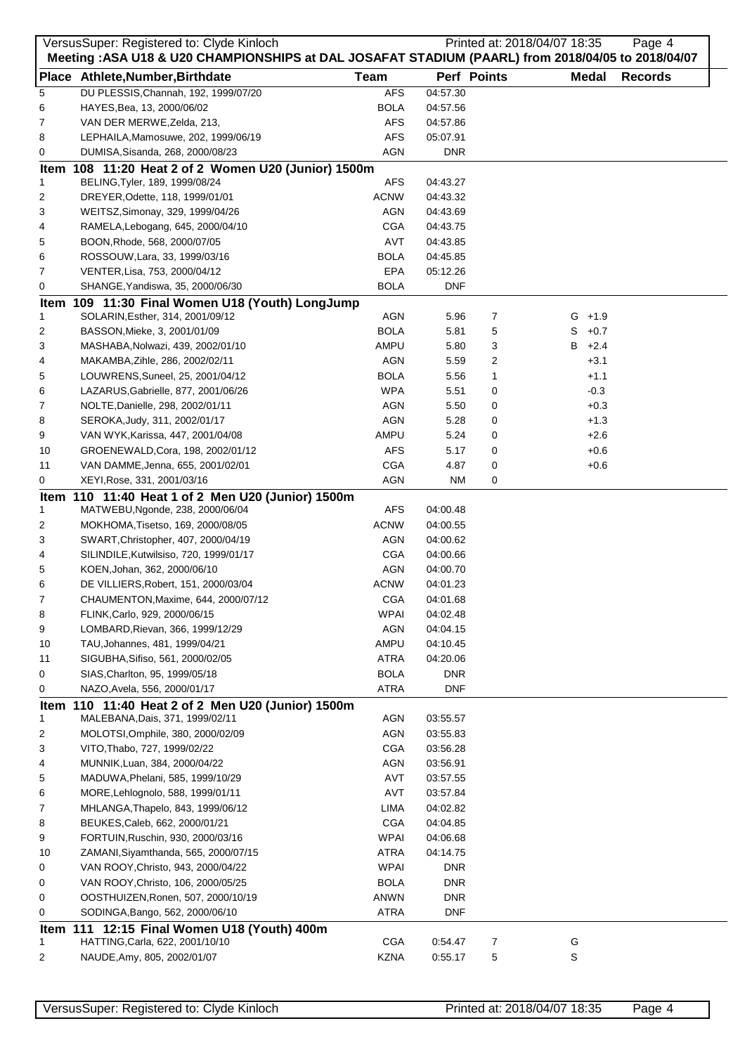Meeting :ASA U18 & U20 CHAMPIONSHIPS at DAL JOSAFAT STADIUM (PAARL) from 2018/04/05 to 2018/04/07

| Place | Athlete,Number,Birthdate | Team | Perf | Points | Medal | Records |
|---|---|---|---|---|---|---|
| 5 | DU PLESSIS,Channah, 192, 1999/07/20 | AFS | 04:57.30 | | | |
| 6 | HAYES,Bea, 13, 2000/06/02 | BOLA | 04:57.56 | | | |
| 7 | VAN DER MERWE,Zelda, 213, | AFS | 04:57.86 | | | |
| 8 | LEPHAILA,Mamosuwe, 202, 1999/06/19 | AFS | 05:07.91 | | | |
| 0 | DUMISA,Sisanda, 268, 2000/08/23 | AGN | DNR | | | |

**Item 108 11:20 Heat 2 of 2 Women U20 (Junior) 1500m**

| Place | Athlete,Number,Birthdate | Team | Perf | Points | Medal | Records |
|---|---|---|---|---|---|---|
| 1 | BELING,Tyler, 189, 1999/08/24 | AFS | 04:43.27 | | | |
| 2 | DREYER,Odette, 118, 1999/01/01 | ACNW | 04:43.32 | | | |
| 3 | WEITSZ,Simonay, 329, 1999/04/26 | AGN | 04:43.69 | | | |
| 4 | RAMELA,Lebogang, 645, 2000/04/10 | CGA | 04:43.75 | | | |
| 5 | BOON,Rhode, 568, 2000/07/05 | AVT | 04:43.85 | | | |
| 6 | ROSSOUW,Lara, 33, 1999/03/16 | BOLA | 04:45.85 | | | |
| 7 | VENTER,Lisa, 753, 2000/04/12 | EPA | 05:12.26 | | | |
| 0 | SHANGE,Yandiswa, 35, 2000/06/30 | BOLA | DNF | | | |

**Item 109 11:30 Final Women U18 (Youth) LongJump**

| Place | Athlete,Number,Birthdate | Team | Perf | Points | Medal | Records |
|---|---|---|---|---|---|---|
| 1 | SOLARIN,Esther, 314, 2001/09/12 | AGN | 5.96 | 7 | G +1.9 | |
| 2 | BASSON,Mieke, 3, 2001/01/09 | BOLA | 5.81 | 5 | S +0.7 | |
| 3 | MASHABA,Nolwazi, 439, 2002/01/10 | AMPU | 5.80 | 3 | B +2.4 | |
| 4 | MAKAMBA,Zihle, 286, 2002/02/11 | AGN | 5.59 | 2 | +3.1 | |
| 5 | LOUWRENS,Suneel, 25, 2001/04/12 | BOLA | 5.56 | 1 | +1.1 | |
| 6 | LAZARUS,Gabrielle, 877, 2001/06/26 | WPA | 5.51 | 0 | -0.3 | |
| 7 | NOLTE,Danielle, 298, 2002/01/11 | AGN | 5.50 | 0 | +0.3 | |
| 8 | SEROKA,Judy, 311, 2002/01/17 | AGN | 5.28 | 0 | +1.3 | |
| 9 | VAN WYK,Karissa, 447, 2001/04/08 | AMPU | 5.24 | 0 | +2.6 | |
| 10 | GROENEWALD,Cora, 198, 2002/01/12 | AFS | 5.17 | 0 | +0.6 | |
| 11 | VAN DAMME,Jenna, 655, 2001/02/01 | CGA | 4.87 | 0 | +0.6 | |
| 0 | XEYI,Rose, 331, 2001/03/16 | AGN | NM | 0 | | |

**Item 110 11:40 Heat 1 of 2 Men U20 (Junior) 1500m**

| Place | Athlete,Number,Birthdate | Team | Perf | Points | Medal | Records |
|---|---|---|---|---|---|---|
| 1 | MATWEBU,Ngonde, 238, 2000/06/04 | AFS | 04:00.48 | | | |
| 2 | MOKHOMA,Tisetso, 169, 2000/08/05 | ACNW | 04:00.55 | | | |
| 3 | SWART,Christopher, 407, 2000/04/19 | AGN | 04:00.62 | | | |
| 4 | SILINDILE,Kutwilsiso, 720, 1999/01/17 | CGA | 04:00.66 | | | |
| 5 | KOEN,Johan, 362, 2000/06/10 | AGN | 04:00.70 | | | |
| 6 | DE VILLIERS,Robert, 151, 2000/03/04 | ACNW | 04:01.23 | | | |
| 7 | CHAUMENTON,Maxime, 644, 2000/07/12 | CGA | 04:01.68 | | | |
| 8 | FLINK,Carlo, 929, 2000/06/15 | WPAI | 04:02.48 | | | |
| 9 | LOMBARD,Rievan, 366, 1999/12/29 | AGN | 04:04.15 | | | |
| 10 | TAU,Johannes, 481, 1999/04/21 | AMPU | 04:10.45 | | | |
| 11 | SIGUBHA,Sifiso, 561, 2000/02/05 | ATRA | 04:20.06 | | | |
| 0 | SIAS,Charlton, 95, 1999/05/18 | BOLA | DNR | | | |
| 0 | NAZO,Avela, 556, 2000/01/17 | ATRA | DNF | | | |

**Item 110 11:40 Heat 2 of 2 Men U20 (Junior) 1500m**

| Place | Athlete,Number,Birthdate | Team | Perf | Points | Medal | Records |
|---|---|---|---|---|---|---|
| 1 | MALEBANA,Dais, 371, 1999/02/11 | AGN | 03:55.57 | | | |
| 2 | MOLOTSI,Omphile, 380, 2000/02/09 | AGN | 03:55.83 | | | |
| 3 | VITO,Thabo, 727, 1999/02/22 | CGA | 03:56.28 | | | |
| 4 | MUNNIK,Luan, 384, 2000/04/22 | AGN | 03:56.91 | | | |
| 5 | MADUWA,Phelani, 585, 1999/10/29 | AVT | 03:57.55 | | | |
| 6 | MORE,Lehlognolo, 588, 1999/01/11 | AVT | 03:57.84 | | | |
| 7 | MHLANGA,Thapelo, 843, 1999/06/12 | LIMA | 04:02.82 | | | |
| 8 | BEUKES,Caleb, 662, 2000/01/21 | CGA | 04:04.85 | | | |
| 9 | FORTUIN,Ruschin, 930, 2000/03/16 | WPAI | 04:06.68 | | | |
| 10 | ZAMANI,Siyamthanda, 565, 2000/07/15 | ATRA | 04:14.75 | | | |
| 0 | VAN ROOY,Christo, 943, 2000/04/22 | WPAI | DNR | | | |
| 0 | VAN ROOY,Christo, 106, 2000/05/25 | BOLA | DNR | | | |
| 0 | OOSTHUIZEN,Ronen, 507, 2000/10/19 | ANWN | DNR | | | |
| 0 | SODINGA,Bango, 562, 2000/06/10 | ATRA | DNF | | | |

**Item 111 12:15 Final Women U18 (Youth) 400m**

| Place | Athlete,Number,Birthdate | Team | Perf | Points | Medal | Records |
|---|---|---|---|---|---|---|
| 1 | HATTING,Carla, 622, 2001/10/10 | CGA | 0:54.47 | 7 | G | |
| 2 | NAUDE,Amy, 805, 2002/01/07 | KZNA | 0:55.17 | 5 | S | |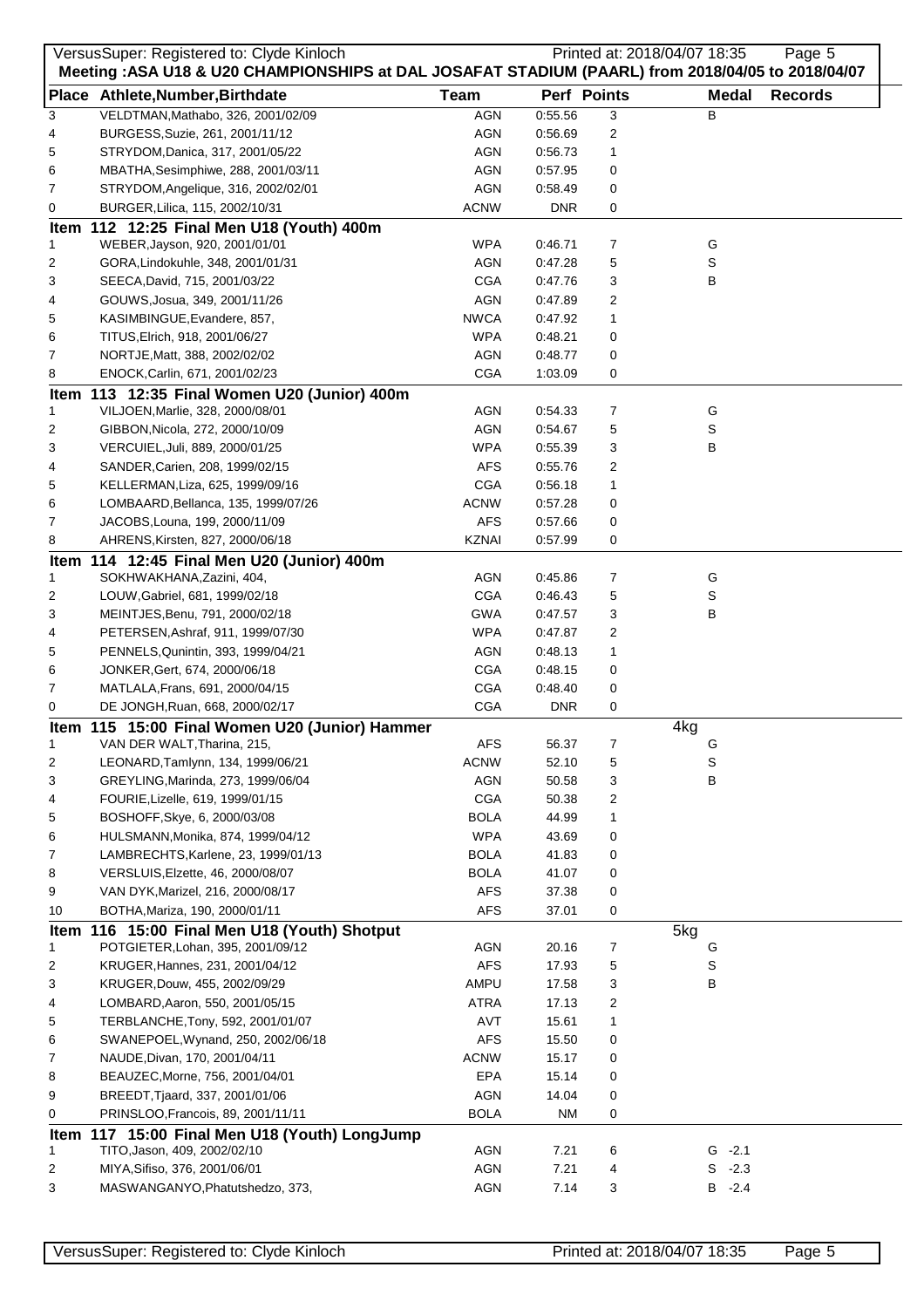Meeting :ASA U18 & U20 CHAMPIONSHIPS at DAL JOSAFAT STADIUM (PAARL) from 2018/04/05 to 2018/04/07

| Place | Athlete,Number,Birthdate | Team | Perf | Points | Medal | Records |
|---|---|---|---|---|---|---|
| 3 | VELDTMAN,Mathabo, 326, 2001/02/09 | AGN | 0:55.56 | 3 | B | |
| 4 | BURGESS,Suzie, 261, 2001/11/12 | AGN | 0:56.69 | 2 | | |
| 5 | STRYDOM,Danica, 317, 2001/05/22 | AGN | 0:56.73 | 1 | | |
| 6 | MBATHA,Sesimphiwe, 288, 2001/03/11 | AGN | 0:57.95 | 0 | | |
| 7 | STRYDOM,Angelique, 316, 2002/02/01 | AGN | 0:58.49 | 0 | | |
| 0 | BURGER,Lilica, 115, 2002/10/31 | ACNW | DNR | 0 | | |

## Item 112 12:25 Final Men U18 (Youth) 400m

| Place | Athlete,Number,Birthdate | Team | Perf | Points | Medal | Records |
|---|---|---|---|---|---|---|
| 1 | WEBER,Jayson, 920, 2001/01/01 | WPA | 0:46.71 | 7 | G | |
| 2 | GORA,Lindokuhle, 348, 2001/01/31 | AGN | 0:47.28 | 5 | S | |
| 3 | SEECA,David, 715, 2001/03/22 | CGA | 0:47.76 | 3 | B | |
| 4 | GOUWS,Josua, 349, 2001/11/26 | AGN | 0:47.89 | 2 | | |
| 5 | KASIMBINGUE,Evandere, 857, | NWCA | 0:47.92 | 1 | | |
| 6 | TITUS,Elrich, 918, 2001/06/27 | WPA | 0:48.21 | 0 | | |
| 7 | NORTJE,Matt, 388, 2002/02/02 | AGN | 0:48.77 | 0 | | |
| 8 | ENOCK,Carlin, 671, 2001/02/23 | CGA | 1:03.09 | 0 | | |

## Item 113 12:35 Final Women U20 (Junior) 400m

| Place | Athlete,Number,Birthdate | Team | Perf | Points | Medal | Records |
|---|---|---|---|---|---|---|
| 1 | VILJOEN,Marlie, 328, 2000/08/01 | AGN | 0:54.33 | 7 | G | |
| 2 | GIBBON,Nicola, 272, 2000/10/09 | AGN | 0:54.67 | 5 | S | |
| 3 | VERCUIEL,Juli, 889, 2000/01/25 | WPA | 0:55.39 | 3 | B | |
| 4 | SANDER,Carien, 208, 1999/02/15 | AFS | 0:55.76 | 2 | | |
| 5 | KELLERMAN,Liza, 625, 1999/09/16 | CGA | 0:56.18 | 1 | | |
| 6 | LOMBAARD,Bellanca, 135, 1999/07/26 | ACNW | 0:57.28 | 0 | | |
| 7 | JACOBS,Louna, 199, 2000/11/09 | AFS | 0:57.66 | 0 | | |
| 8 | AHRENS,Kirsten, 827, 2000/06/18 | KZNAI | 0:57.99 | 0 | | |

## Item 114 12:45 Final Men U20 (Junior) 400m

| Place | Athlete,Number,Birthdate | Team | Perf | Points | Medal | Records |
|---|---|---|---|---|---|---|
| 1 | SOKHWAKHANA,Zazini, 404, | AGN | 0:45.86 | 7 | G | |
| 2 | LOUW,Gabriel, 681, 1999/02/18 | CGA | 0:46.43 | 5 | S | |
| 3 | MEINTJES,Benu, 791, 2000/02/18 | GWA | 0:47.57 | 3 | B | |
| 4 | PETERSEN,Ashraf, 911, 1999/07/30 | WPA | 0:47.87 | 2 | | |
| 5 | PENNELS,Qunintin, 393, 1999/04/21 | AGN | 0:48.13 | 1 | | |
| 6 | JONKER,Gert, 674, 2000/06/18 | CGA | 0:48.15 | 0 | | |
| 7 | MATLALA,Frans, 691, 2000/04/15 | CGA | 0:48.40 | 0 | | |
| 0 | DE JONGH,Ruan, 668, 2000/02/17 | CGA | DNR | 0 | | |

## Item 115 15:00 Final Women U20 (Junior) Hammer 4kg

| Place | Athlete,Number,Birthdate | Team | Perf | Points | Medal | Records |
|---|---|---|---|---|---|---|
| 1 | VAN DER WALT,Tharina, 215, | AFS | 56.37 | 7 | G | |
| 2 | LEONARD,Tamlynn, 134, 1999/06/21 | ACNW | 52.10 | 5 | S | |
| 3 | GREYLING,Marinda, 273, 1999/06/04 | AGN | 50.58 | 3 | B | |
| 4 | FOURIE,Lizelle, 619, 1999/01/15 | CGA | 50.38 | 2 | | |
| 5 | BOSHOFF,Skye, 6, 2000/03/08 | BOLA | 44.99 | 1 | | |
| 6 | HULSMANN,Monika, 874, 1999/04/12 | WPA | 43.69 | 0 | | |
| 7 | LAMBRECHTS,Karlene, 23, 1999/01/13 | BOLA | 41.83 | 0 | | |
| 8 | VERSLUIS,Elzette, 46, 2000/08/07 | BOLA | 41.07 | 0 | | |
| 9 | VAN DYK,Marizel, 216, 2000/08/17 | AFS | 37.38 | 0 | | |
| 10 | BOTHA,Mariza, 190, 2000/01/11 | AFS | 37.01 | 0 | | |

## Item 116 15:00 Final Men U18 (Youth) Shotput 5kg

| Place | Athlete,Number,Birthdate | Team | Perf | Points | Medal | Records |
|---|---|---|---|---|---|---|
| 1 | POTGIETER,Lohan, 395, 2001/09/12 | AGN | 20.16 | 7 | G | |
| 2 | KRUGER,Hannes, 231, 2001/04/12 | AFS | 17.93 | 5 | S | |
| 3 | KRUGER,Douw, 455, 2002/09/29 | AMPU | 17.58 | 3 | B | |
| 4 | LOMBARD,Aaron, 550, 2001/05/15 | ATRA | 17.13 | 2 | | |
| 5 | TERBLANCHE,Tony, 592, 2001/01/07 | AVT | 15.61 | 1 | | |
| 6 | SWANEPOEL,Wynand, 250, 2002/06/18 | AFS | 15.50 | 0 | | |
| 7 | NAUDE,Divan, 170, 2001/04/11 | ACNW | 15.17 | 0 | | |
| 8 | BEAUZEC,Morne, 756, 2001/04/01 | EPA | 15.14 | 0 | | |
| 9 | BREEDT,Tjaard, 337, 2001/01/06 | AGN | 14.04 | 0 | | |
| 0 | PRINSLOO,Francois, 89, 2001/11/11 | BOLA | NM | 0 | | |

## Item 117 15:00 Final Men U18 (Youth) LongJump

| Place | Athlete,Number,Birthdate | Team | Perf | Points | Medal | Records |
|---|---|---|---|---|---|---|
| 1 | TITO,Jason, 409, 2002/02/10 | AGN | 7.21 | 6 | G -2.1 | |
| 2 | MIYA,Sifiso, 376, 2001/06/01 | AGN | 7.21 | 4 | S -2.3 | |
| 3 | MASWANGANYO,Phatutshedzo, 373, | AGN | 7.14 | 3 | B -2.4 | |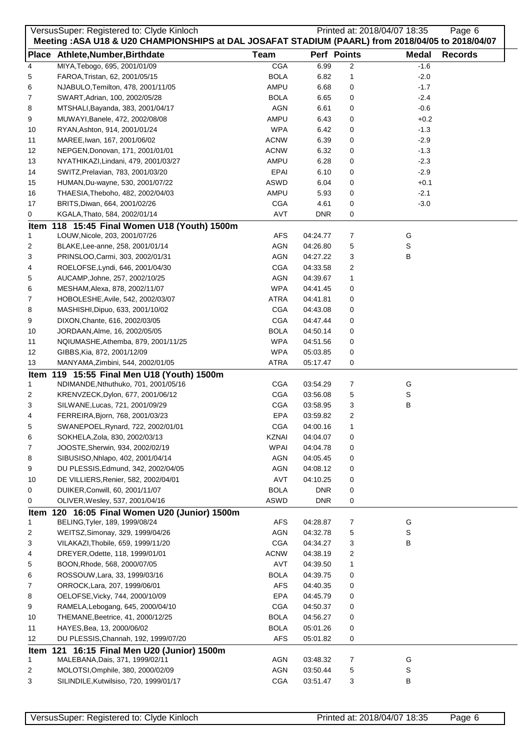Meeting :ASA U18 & U20 CHAMPIONSHIPS at DAL JOSAFAT STADIUM (PAARL) from 2018/04/05 to 2018/04/07

| Place | Athlete,Number,Birthdate | Team | Perf | Points | Medal | Records |
|---|---|---|---|---|---|---|
| 4 | MIYA,Tebogo, 695, 2001/01/09 | CGA | 6.99 | 2 | -1.6 | |
| 5 | FAROA,Tristan, 62, 2001/05/15 | BOLA | 6.82 | 1 | -2.0 | |
| 6 | NJABULO,Temilton, 478, 2001/11/05 | AMPU | 6.68 | 0 | -1.7 | |
| 7 | SWART,Adrian, 100, 2002/05/28 | BOLA | 6.65 | 0 | -2.4 | |
| 8 | MTSHALI,Bayanda, 383, 2001/04/17 | AGN | 6.61 | 0 | -0.6 | |
| 9 | MUWAYI,Banele, 472, 2002/08/08 | AMPU | 6.43 | 0 | +0.2 | |
| 10 | RYAN,Ashton, 914, 2001/01/24 | WPA | 6.42 | 0 | -1.3 | |
| 11 | MAREE,Iwan, 167, 2001/06/02 | ACNW | 6.39 | 0 | -2.9 | |
| 12 | NEPGEN,Donovan, 171, 2001/01/01 | ACNW | 6.32 | 0 | -1.3 | |
| 13 | NYATHIKAZI,Lindani, 479, 2001/03/27 | AMPU | 6.28 | 0 | -2.3 | |
| 14 | SWITZ,Prelavian, 783, 2001/03/20 | EPAI | 6.10 | 0 | -2.9 | |
| 15 | HUMAN,Du-wayne, 530, 2001/07/22 | ASWD | 6.04 | 0 | +0.1 | |
| 16 | THAESIA,Theboho, 482, 2002/04/03 | AMPU | 5.93 | 0 | -2.1 | |
| 17 | BRITS,Diwan, 664, 2001/02/26 | CGA | 4.61 | 0 | -3.0 | |
| 0 | KGALA,Thato, 584, 2002/01/14 | AVT | DNR | 0 | | |
| **Item 118 15:45 Final Women U18 (Youth) 1500m** | | | | | | |
| 1 | LOUW,Nicole, 203, 2001/07/26 | AFS | 04:24.77 | 7 | G | |
| 2 | BLAKE,Lee-anne, 258, 2001/01/14 | AGN | 04:26.80 | 5 | S | |
| 3 | PRINSLOO,Carmi, 303, 2002/01/31 | AGN | 04:27.22 | 3 | B | |
| 4 | ROELOFSE,Lyndi, 646, 2001/04/30 | CGA | 04:33.58 | 2 | | |
| 5 | AUCAMP,Johne, 257, 2002/10/25 | AGN | 04:39.67 | 1 | | |
| 6 | MESHAM,Alexa, 878, 2002/11/07 | WPA | 04:41.45 | 0 | | |
| 7 | HOBOLESHE,Avile, 542, 2002/03/07 | ATRA | 04:41.81 | 0 | | |
| 8 | MASHISHI,Dipuo, 633, 2001/10/02 | CGA | 04:43.08 | 0 | | |
| 9 | DIXON,Chante, 616, 2002/03/05 | CGA | 04:47.44 | 0 | | |
| 10 | JORDAAN,Alme, 16, 2002/05/05 | BOLA | 04:50.14 | 0 | | |
| 11 | NQIUMASHE,Athemba, 879, 2001/11/25 | WPA | 04:51.56 | 0 | | |
| 12 | GIBBS,Kia, 872, 2001/12/09 | WPA | 05:03.85 | 0 | | |
| 13 | MANYAMA,Zimbini, 544, 2002/01/05 | ATRA | 05:17.47 | 0 | | |
| **Item 119 15:55 Final Men U18 (Youth) 1500m** | | | | | | |
| 1 | NDIMANDE,Nthuthuko, 701, 2001/05/16 | CGA | 03:54.29 | 7 | G | |
| 2 | KRENVZECK,Dylon, 677, 2001/06/12 | CGA | 03:56.08 | 5 | S | |
| 3 | SILWANE,Lucas, 721, 2001/09/29 | CGA | 03:58.95 | 3 | B | |
| 4 | FERREIRA,Bjorn, 768, 2001/03/23 | EPA | 03:59.82 | 2 | | |
| 5 | SWANEPOEL,Rynard, 722, 2002/01/01 | CGA | 04:00.16 | 1 | | |
| 6 | SOKHELA,Zola, 830, 2002/03/13 | KZNAI | 04:04.07 | 0 | | |
| 7 | JOOSTE,Sherwin, 934, 2002/02/19 | WPAI | 04:04.78 | 0 | | |
| 8 | SIBUSISO,Nhlapo, 402, 2001/04/14 | AGN | 04:05.45 | 0 | | |
| 9 | DU PLESSIS,Edmund, 342, 2002/04/05 | AGN | 04:08.12 | 0 | | |
| 10 | DE VILLIERS,Renier, 582, 2002/04/01 | AVT | 04:10.25 | 0 | | |
| 0 | DUIKER,Conwill, 60, 2001/11/07 | BOLA | DNR | 0 | | |
| 0 | OLIVER,Wesley, 537, 2001/04/16 | ASWD | DNR | 0 | | |
| **Item 120 16:05 Final Women U20 (Junior) 1500m** | | | | | | |
| 1 | BELING,Tyler, 189, 1999/08/24 | AFS | 04:28.87 | 7 | G | |
| 2 | WEITSZ,Simonay, 329, 1999/04/26 | AGN | 04:32.78 | 5 | S | |
| 3 | VILAKAZI,Thobile, 659, 1999/11/20 | CGA | 04:34.27 | 3 | B | |
| 4 | DREYER,Odette, 118, 1999/01/01 | ACNW | 04:38.19 | 2 | | |
| 5 | BOON,Rhode, 568, 2000/07/05 | AVT | 04:39.50 | 1 | | |
| 6 | ROSSOUW,Lara, 33, 1999/03/16 | BOLA | 04:39.75 | 0 | | |
| 7 | ORROCK,Lara, 207, 1999/06/01 | AFS | 04:40.35 | 0 | | |
| 8 | OELOFSE,Vicky, 744, 2000/10/09 | EPA | 04:45.79 | 0 | | |
| 9 | RAMELA,Lebogang, 645, 2000/04/10 | CGA | 04:50.37 | 0 | | |
| 10 | THEMANE,Beetrice, 41, 2000/12/25 | BOLA | 04:56.27 | 0 | | |
| 11 | HAYES,Bea, 13, 2000/06/02 | BOLA | 05:01.26 | 0 | | |
| 12 | DU PLESSIS,Channah, 192, 1999/07/20 | AFS | 05:01.82 | 0 | | |
| **Item 121 16:15 Final Men U20 (Junior) 1500m** | | | | | | |
| 1 | MALEBANA,Dais, 371, 1999/02/11 | AGN | 03:48.32 | 7 | G | |
| 2 | MOLOTSI,Omphile, 380, 2000/02/09 | AGN | 03:50.44 | 5 | S | |
| 3 | SILINDILE,Kutwilsiso, 720, 1999/01/17 | CGA | 03:51.47 | 3 | B | |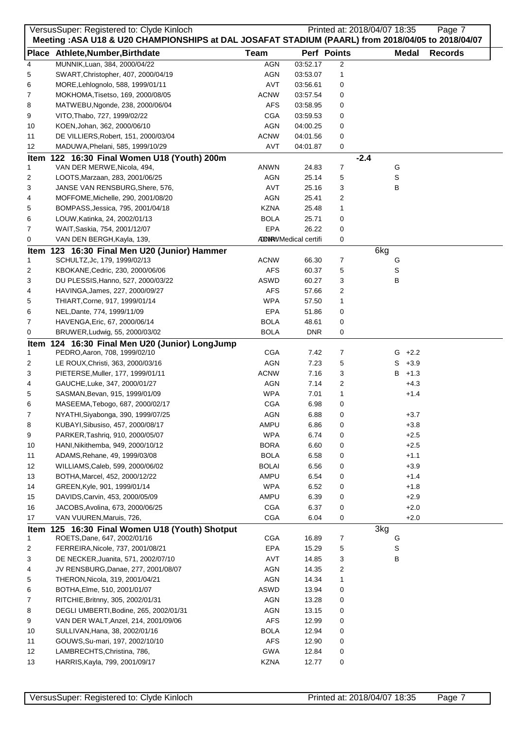Meeting :ASA U18 & U20 CHAMPIONSHIPS at DAL JOSAFAT STADIUM (PAARL) from 2018/04/05 to 2018/04/07

| Place | Athlete,Number,Birthdate | Team | Perf | Points | | Medal | Records |
|---|---|---|---|---|---|---|---|
| 4 | MUNNIK,Luan, 384, 2000/04/22 | AGN | 03:52.17 | 2 | | | |
| 5 | SWART,Christopher, 407, 2000/04/19 | AGN | 03:53.07 | 1 | | | |
| 6 | MORE,Lehlognolo, 588, 1999/01/11 | AVT | 03:56.61 | 0 | | | |
| 7 | MOKHOMA,Tisetso, 169, 2000/08/05 | ACNW | 03:57.54 | 0 | | | |
| 8 | MATWEBU,Ngonde, 238, 2000/06/04 | AFS | 03:58.95 | 0 | | | |
| 9 | VITO,Thabo, 727, 1999/02/22 | CGA | 03:59.53 | 0 | | | |
| 10 | KOEN,Johan, 362, 2000/06/10 | AGN | 04:00.25 | 0 | | | |
| 11 | DE VILLIERS,Robert, 151, 2000/03/04 | ACNW | 04:01.56 | 0 | | | |
| 12 | MADUWA,Phelani, 585, 1999/10/29 | AVT | 04:01.87 | 0 | | | |
| **Item 122 16:30 Final Women U18 (Youth) 200m** | | | | | -2.4 | | |
| 1 | VAN DER MERWE,Nicola, 494, | ANWN | 24.83 | 7 | | G | |
| 2 | LOOTS,Marzaan, 283, 2001/06/25 | AGN | 25.14 | 5 | | S | |
| 3 | JANSE VAN RENSBURG,Shere, 576, | AVT | 25.16 | 3 | | B | |
| 4 | MOFFOME,Michelle, 290, 2001/08/20 | AGN | 25.41 | 2 | | | |
| 5 | BOMPASS,Jessica, 795, 2001/04/18 | KZNA | 25.48 | 1 | | | |
| 6 | LOUW,Katinka, 24, 2002/01/13 | BOLA | 25.71 | 0 | | | |
| 7 | WAIT,Saskia, 754, 2001/12/07 | EPA | 26.22 | 0 | | | |
| 0 | VAN DEN BERGH,Kayla, 139, | ACNW | DNR Medical certifi | 0 | | | |
| **Item 123 16:30 Final Men U20 (Junior) Hammer** | | | | | 6kg | | |
| 1 | SCHULTZ,Jc, 179, 1999/02/13 | ACNW | 66.30 | 7 | | G | |
| 2 | KBOKANE,Cedric, 230, 2000/06/06 | AFS | 60.37 | 5 | | S | |
| 3 | DU PLESSIS,Hanno, 527, 2000/03/22 | ASWD | 60.27 | 3 | | B | |
| 4 | HAVINGA,James, 227, 2000/09/27 | AFS | 57.66 | 2 | | | |
| 5 | THIART,Corne, 917, 1999/01/14 | WPA | 57.50 | 1 | | | |
| 6 | NEL,Dante, 774, 1999/11/09 | EPA | 51.86 | 0 | | | |
| 7 | HAVENGA,Eric, 67, 2000/06/14 | BOLA | 48.61 | 0 | | | |
| 0 | BRUWER,Ludwig, 55, 2000/03/02 | BOLA | DNR | 0 | | | |
| **Item 124 16:30 Final Men U20 (Junior) LongJump** | | | | | | | |
| 1 | PEDRO,Aaron, 708, 1999/02/10 | CGA | 7.42 | 7 | | G +2.2 | |
| 2 | LE ROUX,Christi, 363, 2000/03/16 | AGN | 7.23 | 5 | | S +3.9 | |
| 3 | PIETERSE,Muller, 177, 1999/01/11 | ACNW | 7.16 | 3 | | B +1.3 | |
| 4 | GAUCHE,Luke, 347, 2000/01/27 | AGN | 7.14 | 2 | | +4.3 | |
| 5 | SASMAN,Bevan, 915, 1999/01/09 | WPA | 7.01 | 1 | | +1.4 | |
| 6 | MASEEMA,Tebogo, 687, 2000/02/17 | CGA | 6.98 | 0 | | | |
| 7 | NYATHI,Siyabonga, 390, 1999/07/25 | AGN | 6.88 | 0 | | +3.7 | |
| 8 | KUBAYI,Sibusiso, 457, 2000/08/17 | AMPU | 6.86 | 0 | | +3.8 | |
| 9 | PARKER,Tashriq, 910, 2000/05/07 | WPA | 6.74 | 0 | | +2.5 | |
| 10 | HANI,Nikithemba, 949, 2000/10/12 | BORA | 6.60 | 0 | | +2.5 | |
| 11 | ADAMS,Rehane, 49, 1999/03/08 | BOLA | 6.58 | 0 | | +1.1 | |
| 12 | WILLIAMS,Caleb, 599, 2000/06/02 | BOLAI | 6.56 | 0 | | +3.9 | |
| 13 | BOTHA,Marcel, 452, 2000/12/22 | AMPU | 6.54 | 0 | | +1.4 | |
| 14 | GREEN,Kyle, 901, 1999/01/14 | WPA | 6.52 | 0 | | +1.8 | |
| 15 | DAVIDS,Carvin, 453, 2000/05/09 | AMPU | 6.39 | 0 | | +2.9 | |
| 16 | JACOBS,Avolina, 673, 2000/06/25 | CGA | 6.37 | 0 | | +2.0 | |
| 17 | VAN VUUREN,Maruis, 726, | CGA | 6.04 | 0 | | +2.0 | |
| **Item 125 16:30 Final Women U18 (Youth) Shotput** | | | | | 3kg | | |
| 1 | ROETS,Dane, 647, 2002/01/16 | CGA | 16.89 | 7 | | G | |
| 2 | FERREIRA,Nicole, 737, 2001/08/21 | EPA | 15.29 | 5 | | S | |
| 3 | DE NECKER,Juanita, 571, 2002/07/10 | AVT | 14.85 | 3 | | B | |
| 4 | JV RENSBURG,Danae, 277, 2001/08/07 | AGN | 14.35 | 2 | | | |
| 5 | THERON,Nicola, 319, 2001/04/21 | AGN | 14.34 | 1 | | | |
| 6 | BOTHA,Elme, 510, 2001/01/07 | ASWD | 13.94 | 0 | | | |
| 7 | RITCHIE,Britnny, 305, 2002/01/31 | AGN | 13.28 | 0 | | | |
| 8 | DEGLI UMBERTI,Bodine, 265, 2002/01/31 | AGN | 13.15 | 0 | | | |
| 9 | VAN DER WALT,Anzel, 214, 2001/09/06 | AFS | 12.99 | 0 | | | |
| 10 | SULLIVAN,Hana, 38, 2002/01/16 | BOLA | 12.94 | 0 | | | |
| 11 | GOUWS,Su-mari, 197, 2002/10/10 | AFS | 12.90 | 0 | | | |
| 12 | LAMBRECHTS,Christina, 786, | GWA | 12.84 | 0 | | | |
| 13 | HARRIS,Kayla, 799, 2001/09/17 | KZNA | 12.77 | 0 | | | |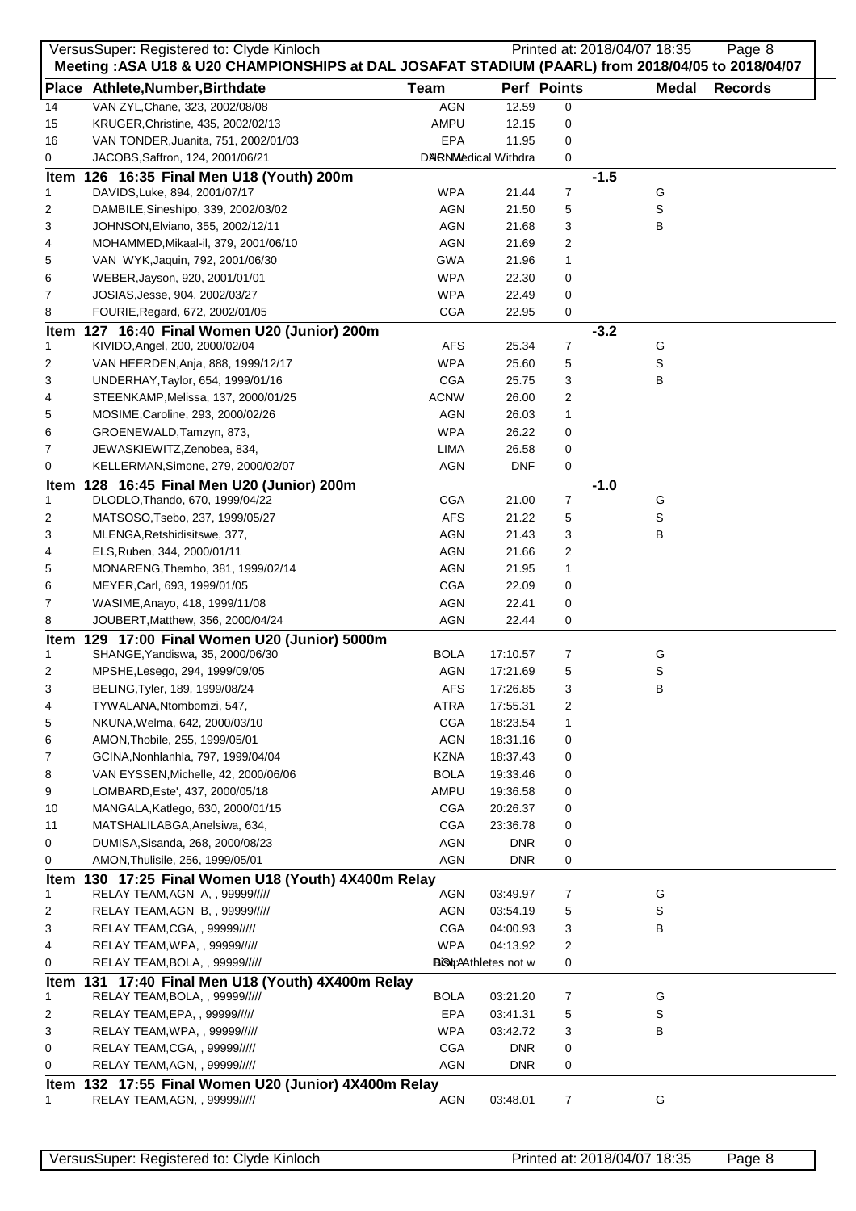Meeting :ASA U18 & U20 CHAMPIONSHIPS at DAL JOSAFAT STADIUM (PAARL) from 2018/04/05 to 2018/04/07

| Place | Athlete,Number,Birthdate | Team | Perf | Points | Wind | Medal | Records |
|---|---|---|---|---|---|---|---|
| 14 | VAN ZYL,Chane, 323, 2002/08/08 | AGN | 12.59 | 0 | | | |
| 15 | KRUGER,Christine, 435, 2002/02/13 | AMPU | 12.15 | 0 | | | |
| 16 | VAN TONDER,Juanita, 751, 2002/01/03 | EPA | 11.95 | 0 | | | |
| 0 | JACOBS,Saffron, 124, 2001/06/21 | DNS AGN Medical Withdra | | 0 | | | |
| **Item 126 16:35 Final Men U18 (Youth) 200m** | | | | | -1.5 | | |
| 1 | DAVIDS,Luke, 894, 2001/07/17 | WPA | 21.44 | 7 | | G | |
| 2 | DAMBILE,Sineshipo, 339, 2002/03/02 | AGN | 21.50 | 5 | | S | |
| 3 | JOHNSON,Elviano, 355, 2002/12/11 | AGN | 21.68 | 3 | | B | |
| 4 | MOHAMMED,Mikaal-il, 379, 2001/06/10 | AGN | 21.69 | 2 | | | |
| 5 | VAN WYK,Jaquin, 792, 2001/06/30 | GWA | 21.96 | 1 | | | |
| 6 | WEBER,Jayson, 920, 2001/01/01 | WPA | 22.30 | 0 | | | |
| 7 | JOSIAS,Jesse, 904, 2002/03/27 | WPA | 22.49 | 0 | | | |
| 8 | FOURIE,Regard, 672, 2002/01/05 | CGA | 22.95 | 0 | | | |
| **Item 127 16:40 Final Women U20 (Junior) 200m** | | | | | -3.2 | | |
| 1 | KIVIDO,Angel, 200, 2000/02/04 | AFS | 25.34 | 7 | | G | |
| 2 | VAN HEERDEN,Anja, 888, 1999/12/17 | WPA | 25.60 | 5 | | S | |
| 3 | UNDERHAY,Taylor, 654, 1999/01/16 | CGA | 25.75 | 3 | | B | |
| 4 | STEENKAMP,Melissa, 137, 2000/01/25 | ACNW | 26.00 | 2 | | | |
| 5 | MOSIME,Caroline, 293, 2000/02/26 | AGN | 26.03 | 1 | | | |
| 6 | GROENEWALD,Tamzyn, 873, | WPA | 26.22 | 0 | | | |
| 7 | JEWASKIEWITZ,Zenobea, 834, | LIMA | 26.58 | 0 | | | |
| 0 | KELLERMAN,Simone, 279, 2000/02/07 | AGN | DNF | 0 | | | |
| **Item 128 16:45 Final Men U20 (Junior) 200m** | | | | | -1.0 | | |
| 1 | DLODLO,Thando, 670, 1999/04/22 | CGA | 21.00 | 7 | | G | |
| 2 | MATSOSO,Tsebo, 237, 1999/05/27 | AFS | 21.22 | 5 | | S | |
| 3 | MLENGA,Retshidisitswe, 377, | AGN | 21.43 | 3 | | B | |
| 4 | ELS,Ruben, 344, 2000/01/11 | AGN | 21.66 | 2 | | | |
| 5 | MONARENG,Thembo, 381, 1999/02/14 | AGN | 21.95 | 1 | | | |
| 6 | MEYER,Carl, 693, 1999/01/05 | CGA | 22.09 | 0 | | | |
| 7 | WASIME,Anayo, 418, 1999/11/08 | AGN | 22.41 | 0 | | | |
| 8 | JOUBERT,Matthew, 356, 2000/04/24 | AGN | 22.44 | 0 | | | |
| **Item 129 17:00 Final Women U20 (Junior) 5000m** | | | | | | | |
| 1 | SHANGE,Yandiswa, 35, 2000/06/30 | BOLA | 17:10.57 | 7 | | G | |
| 2 | MPSHE,Lesego, 294, 1999/09/05 | AGN | 17:21.69 | 5 | | S | |
| 3 | BELING,Tyler, 189, 1999/08/24 | AFS | 17:26.85 | 3 | | B | |
| 4 | TYWALANA,Ntombomzi, 547, | ATRA | 17:55.31 | 2 | | | |
| 5 | NKUNA,Welma, 642, 2000/03/10 | CGA | 18:23.54 | 1 | | | |
| 6 | AMON,Thobile, 255, 1999/05/01 | AGN | 18:31.16 | 0 | | | |
| 7 | GCINA,Nonhlanhla, 797, 1999/04/04 | KZNA | 18:37.43 | 0 | | | |
| 8 | VAN EYSSEN,Michelle, 42, 2000/06/06 | BOLA | 19:33.46 | 0 | | | |
| 9 | LOMBARD,Este', 437, 2000/05/18 | AMPU | 19:36.58 | 0 | | | |
| 10 | MANGALA,Katlego, 630, 2000/01/15 | CGA | 20:26.37 | 0 | | | |
| 11 | MATSHALILABGA,Anelsiwa, 634, | CGA | 23:36.78 | 0 | | | |
| 0 | DUMISA,Sisanda, 268, 2000/08/23 | AGN | DNR | 0 | | | |
| 0 | AMON,Thulisile, 256, 1999/05/01 | AGN | DNR | 0 | | | |
| **Item 130 17:25 Final Women U18 (Youth) 4X400m Relay** | | | | | | | |
| 1 | RELAY TEAM,AGN A, , 99999///// | AGN | 03:49.97 | 7 | | G | |
| 2 | RELAY TEAM,AGN B, , 99999///// | AGN | 03:54.19 | 5 | | S | |
| 3 | RELAY TEAM,CGA, , 99999///// | CGA | 04:00.93 | 3 | | B | |
| 4 | RELAY TEAM,WPA, , 99999///// | WPA | 04:13.92 | 2 | | | |
| 0 | RELAY TEAM,BOLA, , 99999///// | DSQ BOLA Athletes not w | | 0 | | | |
| **Item 131 17:40 Final Men U18 (Youth) 4X400m Relay** | | | | | | | |
| 1 | RELAY TEAM,BOLA, , 99999///// | BOLA | 03:21.20 | 7 | | G | |
| 2 | RELAY TEAM,EPA, , 99999///// | EPA | 03:41.31 | 5 | | S | |
| 3 | RELAY TEAM,WPA, , 99999///// | WPA | 03:42.72 | 3 | | B | |
| 0 | RELAY TEAM,CGA, , 99999///// | CGA | DNR | 0 | | | |
| 0 | RELAY TEAM,AGN, , 99999///// | AGN | DNR | 0 | | | |
| **Item 132 17:55 Final Women U20 (Junior) 4X400m Relay** | | | | | | | |
| 1 | RELAY TEAM,AGN, , 99999///// | AGN | 03:48.01 | 7 | | G | |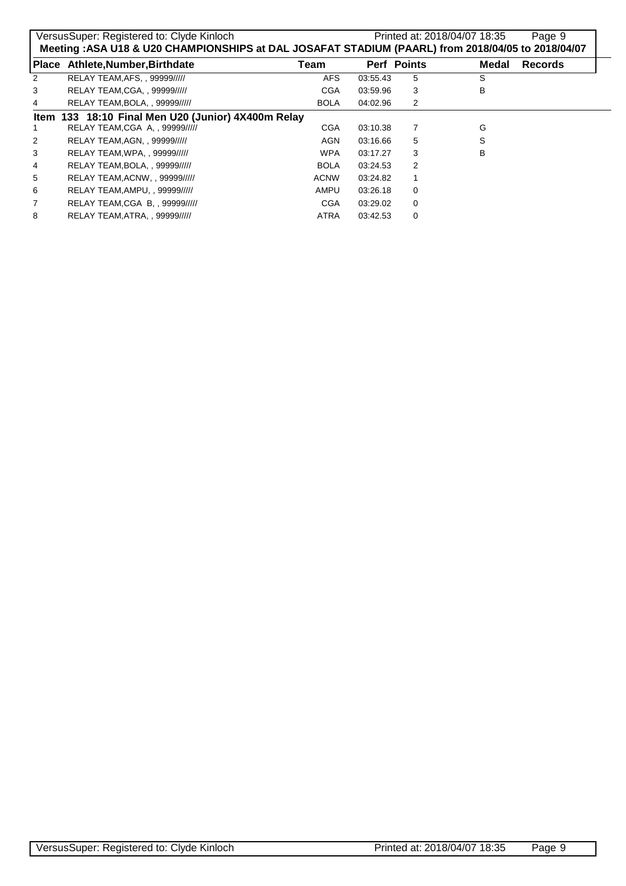| Place | Athlete,Number,Birthdate | Team | Perf | Points | Medal | Records |
|---|---|---|---|---|---|---|
| 2 | RELAY TEAM,AFS, , 99999///// | AFS | 03:55.43 | 5 | S | |
| 3 | RELAY TEAM,CGA, , 99999///// | CGA | 03:59.96 | 3 | B | |
| 4 | RELAY TEAM,BOLA, , 99999///// | BOLA | 04:02.96 | 2 | | |

**Item 133 18:10 Final Men U20 (Junior) 4X400m Relay**

| Place | Athlete,Number,Birthdate | Team | Perf | Points | Medal | Records |
|---|---|---|---|---|---|---|
| 1 | RELAY TEAM,CGA A, , 99999///// | CGA | 03:10.38 | 7 | G | |
| 2 | RELAY TEAM,AGN, , 99999///// | AGN | 03:16.66 | 5 | S | |
| 3 | RELAY TEAM,WPA, , 99999///// | WPA | 03:17.27 | 3 | B | |
| 4 | RELAY TEAM,BOLA, , 99999///// | BOLA | 03:24.53 | 2 | | |
| 5 | RELAY TEAM,ACNW, , 99999///// | ACNW | 03:24.82 | 1 | | |
| 6 | RELAY TEAM,AMPU, , 99999///// | AMPU | 03:26.18 | 0 | | |
| 7 | RELAY TEAM,CGA B, , 99999///// | CGA | 03:29.02 | 0 | | |
| 8 | RELAY TEAM,ATRA, , 99999///// | ATRA | 03:42.53 | 0 | | |